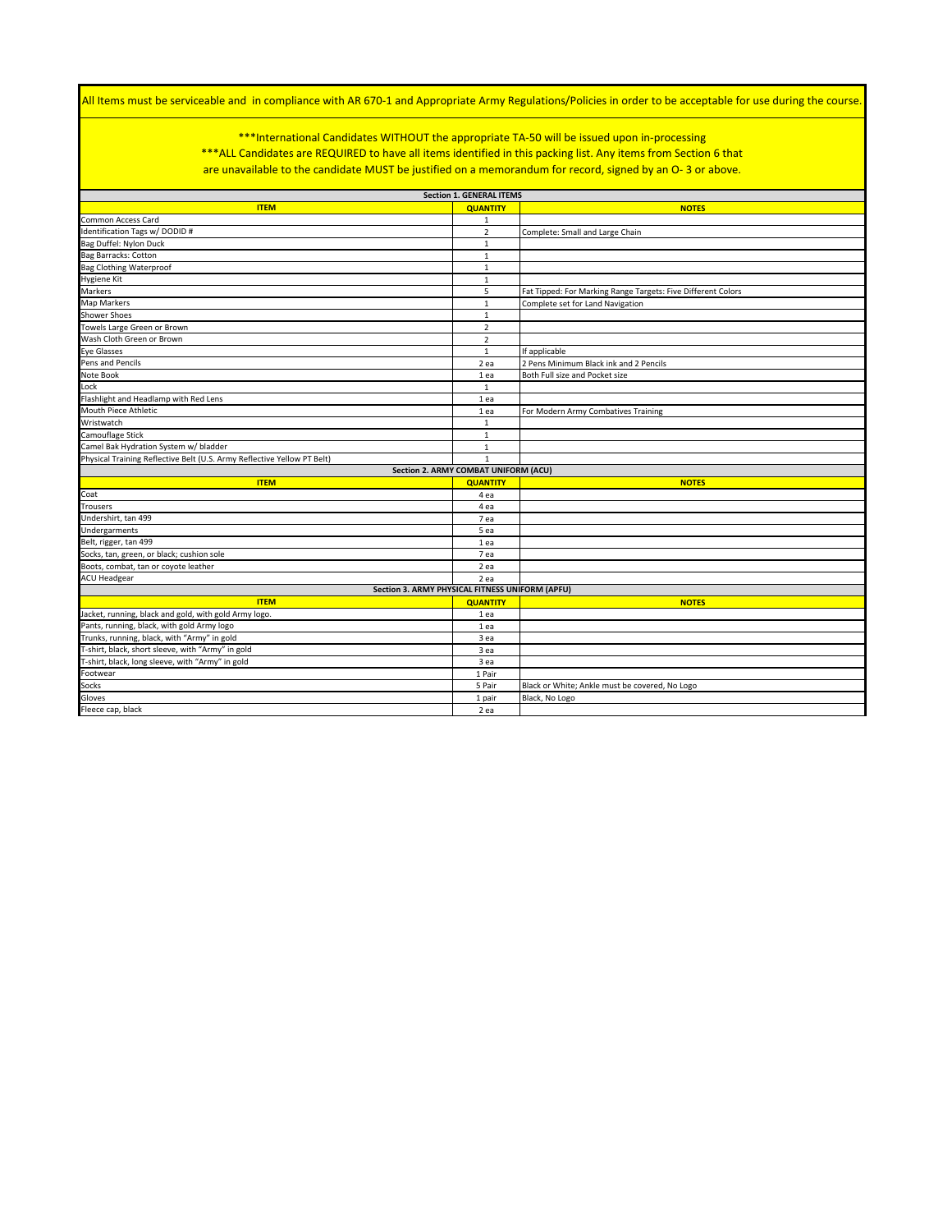All Items must be serviceable and in compliance with AR 670-1 and Appropriate Army Regulations/Policies in order to be acceptable for use during the course.

***International Candidates WITHOUT the appropriate TA-50 will be issued upon in-processing
***ALL Candidates are REQUIRED to have all items identified in this packing list. Any items from Section 6 that are unavailable to the candidate MUST be justified on a memorandum for record, signed by an O- 3 or above.

| Section 1. GENERAL ITEMS | | |
|---|---|---|
| **ITEM** | **QUANTITY** | **NOTES** |
| Common Access Card | 1 | |
| Identification Tags w/ DODID # | 2 | Complete: Small and Large Chain |
| Bag Duffel: Nylon Duck | 1 | |
| Bag Barracks: Cotton | 1 | |
| Bag Clothing Waterproof | 1 | |
| Hygiene Kit | 1 | |
| Markers | 5 | Fat Tipped: For Marking Range Targets: Five Different Colors |
| Map Markers | 1 | Complete set for Land Navigation |
| Shower Shoes | 1 | |
| Towels Large Green or Brown | 2 | |
| Wash Cloth Green or Brown | 2 | |
| Eye Glasses | 1 | If applicable |
| Pens and Pencils | 2 ea | 2 Pens Minimum Black ink and 2 Pencils |
| Note Book | 1 ea | Both Full size and Pocket size |
| Lock | 1 | |
| Flashlight and Headlamp with Red Lens | 1 ea | |
| Mouth Piece Athletic | 1 ea | For Modern Army Combatives Training |
| Wristwatch | 1 | |
| Camouflage Stick | 1 | |
| Camel Bak Hydration System w/ bladder | 1 | |
| Physical Training Reflective Belt (U.S. Army Reflective Yellow PT Belt) | 1 | |

| Section 2. ARMY COMBAT UNIFORM (ACU) | | |
|---|---|---|
| **ITEM** | **QUANTITY** | **NOTES** |
| Coat | 4 ea | |
| Trousers | 4 ea | |
| Undershirt, tan 499 | 7 ea | |
| Undergarments | 5 ea | |
| Belt, rigger, tan 499 | 1 ea | |
| Socks, tan, green, or black; cushion sole | 7 ea | |
| Boots, combat, tan or coyote leather | 2 ea | |
| ACU Headgear | 2 ea | |

| Section 3. ARMY PHYSICAL FITNESS UNIFORM (APFU) | | |
|---|---|---|
| **ITEM** | **QUANTITY** | **NOTES** |
| Jacket, running, black and gold, with gold Army logo. | 1 ea | |
| Pants, running, black, with gold Army logo | 1 ea | |
| Trunks, running, black, with "Army" in gold | 3 ea | |
| T-shirt, black, short sleeve, with "Army" in gold | 3 ea | |
| T-shirt, black, long sleeve, with "Army" in gold | 3 ea | |
| Footwear | 1 Pair | |
| Socks | 5 Pair | Black or White; Ankle must be covered, No Logo |
| Gloves | 1 pair | Black, No Logo |
| Fleece cap, black | 2 ea | |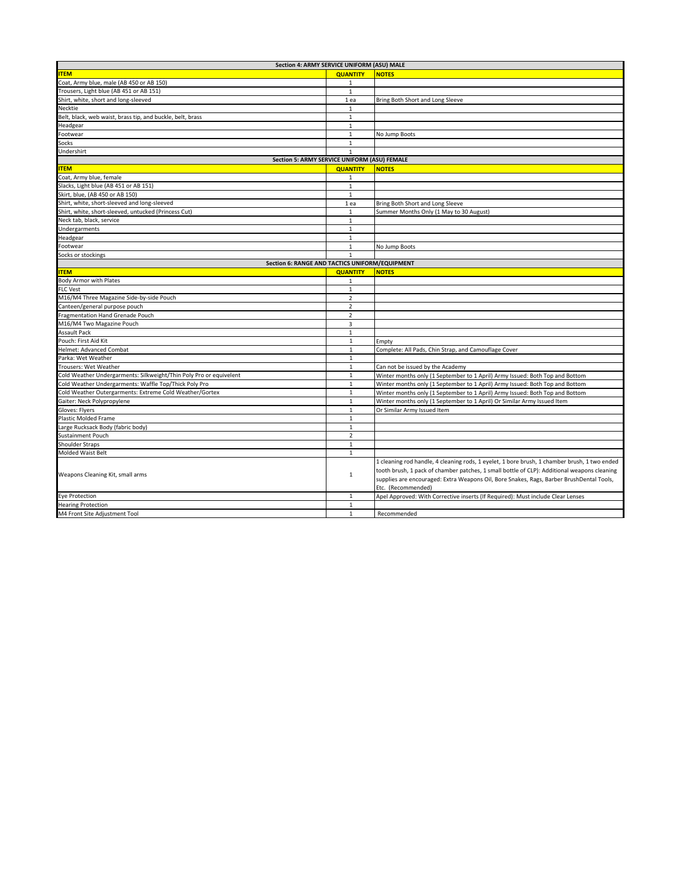| Section 4: ARMY SERVICE UNIFORM (ASU) MALE | | |
|---|---|---|
| **ITEM** | **QUANTITY** | **NOTES** |
| Coat, Army blue, male (AB 450 or AB 150) | 1 | |
| Trousers, Light blue (AB 451 or AB 151) | 1 | |
| Shirt, white, short and long-sleeved | 1 ea | Bring Both Short and Long Sleeve |
| Necktie | 1 | |
| Belt, black, web waist, brass tip, and buckle, belt, brass | 1 | |
| Headgear | 1 | |
| Footwear | 1 | No Jump Boots |
| Socks | 1 | |
| Undershirt | 1 | |

| Section 5: ARMY SERVICE UNIFORM (ASU) FEMALE | | |
|---|---|---|
| **ITEM** | **QUANTITY** | **NOTES** |
| Coat, Army blue, female | 1 | |
| Slacks, Light blue (AB 451 or AB 151) | 1 | |
| Skirt, blue, (AB 450 or AB 150) | 1 | |
| Shirt, white, short-sleeved and long-sleeved | 1 ea | Bring Both Short and Long Sleeve |
| Shirt, white, short-sleeved, untucked (Princess Cut) | 1 | Summer Months Only (1 May to 30 August) |
| Neck tab, black, service | 1 | |
| Undergarments | 1 | |
| Headgear | 1 | |
| Footwear | 1 | No Jump Boots |
| Socks or stockings | 1 | |

| Section 6: RANGE AND TACTICS UNIFORM/EQUIPMENT | | |
|---|---|---|
| **ITEM** | **QUANTITY** | **NOTES** |
| Body Armor with Plates | 1 | |
| FLC Vest | 1 | |
| M16/M4 Three Magazine Side-by-side Pouch | 2 | |
| Canteen/general purpose pouch | 2 | |
| Fragmentation Hand Grenade Pouch | 2 | |
| M16/M4 Two Magazine Pouch | 3 | |
| Assault Pack | 1 | |
| Pouch: First Aid Kit | 1 | Empty |
| Helmet: Advanced Combat | 1 | Complete: All Pads, Chin Strap, and Camouflage Cover |
| Parka: Wet Weather | 1 | |
| Trousers: Wet Weather | 1 | Can not be issued by the Academy |
| Cold Weather Undergarments: Silkweight/Thin Poly Pro or equivelent | 1 | Winter months only (1 September to 1 April) Army Issued: Both Top and Bottom |
| Cold Weather Undergarments: Waffle Top/Thick Poly Pro | 1 | Winter months only (1 September to 1 April) Army Issued: Both Top and Bottom |
| Cold Weather Outergarments: Extreme Cold Weather/Gortex | 1 | Winter months only (1 September to 1 April) Army Issued: Both Top and Bottom |
| Gaiter: Neck Polypropylene | 1 | Winter months only (1 September to 1 April) Or Similar Army Issued Item |
| Gloves: Flyers | 1 | Or Similar Army Issued Item |
| Plastic Molded Frame | 1 | |
| Large Rucksack Body (fabric body) | 1 | |
| Sustainment Pouch | 2 | |
| Shoulder Straps | 1 | |
| Molded Waist Belt | 1 | |
| Weapons Cleaning Kit, small arms | 1 | 1 cleaning rod handle, 4 cleaning rods, 1 eyelet, 1 bore brush, 1 chamber brush, 1 two ended tooth brush, 1 pack of chamber patches, 1 small bottle of CLP): Additional weapons cleaning supplies are encouraged: Extra Weapons Oil, Bore Snakes, Rags, Barber BrushDental Tools, Etc. (Recommended) |
| Eye Protection | 1 | Apel Approved: With Corrective inserts (If Required): Must include Clear Lenses |
| Hearing Protection | 1 | |
| M4 Front Site Adjustment Tool | 1 | Recommended |